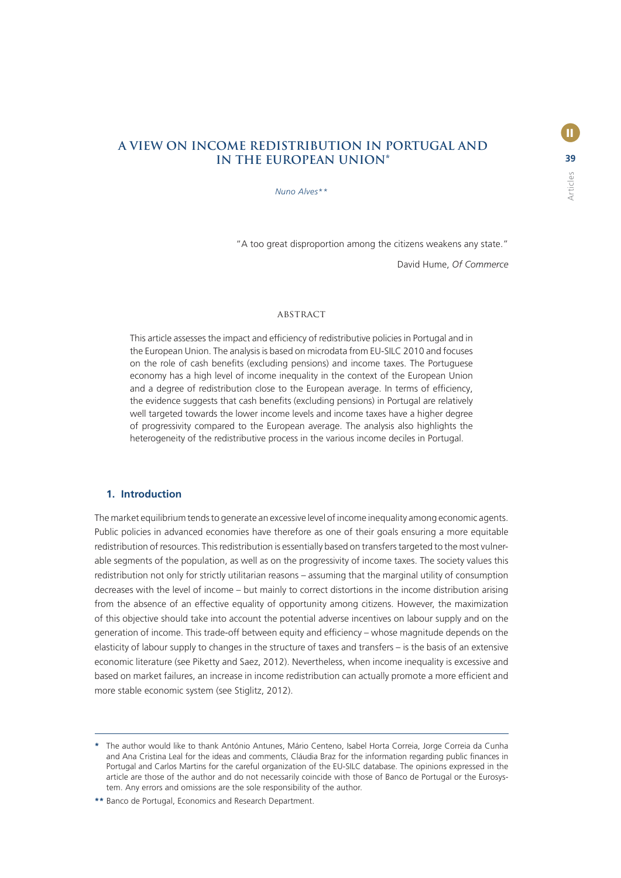# A VIEW ON INCOME REDISTRIBUTION IN PORTUGAL AND IN THE EUROPEAN UNION*

*Nuno Alves***

"A too great disproportion among the citizens weakens any state."

David Hume, *Of Commerce*

## ABSTRACT

This article assesses the impact and efficiency of redistributive policies in Portugal and in the European Union. The analysis is based on microdata from EU-SILC 2010 and focuses on the role of cash benefits (excluding pensions) and income taxes. The Portuguese economy has a high level of income inequality in the context of the European Union and a degree of redistribution close to the European average. In terms of efficiency, the evidence suggests that cash benefits (excluding pensions) in Portugal are relatively well targeted towards the lower income levels and income taxes have a higher degree of progressivity compared to the European average. The analysis also highlights the heterogeneity of the redistributive process in the various income deciles in Portugal.

## 1. Introduction

The market equilibrium tends to generate an excessive level of income inequality among economic agents. Public policies in advanced economies have therefore as one of their goals ensuring a more equitable redistribution of resources. This redistribution is essentially based on transfers targeted to the most vulnerable segments of the population, as well as on the progressivity of income taxes. The society values this redistribution not only for strictly utilitarian reasons – assuming that the marginal utility of consumption decreases with the level of income – but mainly to correct distortions in the income distribution arising from the absence of an effective equality of opportunity among citizens. However, the maximization of this objective should take into account the potential adverse incentives on labour supply and on the generation of income. This trade-off between equity and efficiency – whose magnitude depends on the elasticity of labour supply to changes in the structure of taxes and transfers – is the basis of an extensive economic literature (see Piketty and Saez, 2012). Nevertheless, when income inequality is excessive and based on market failures, an increase in income redistribution can actually promote a more efficient and more stable economic system (see Stiglitz, 2012).

---

\* The author would like to thank António Antunes, Mário Centeno, Isabel Horta Correia, Jorge Correia da Cunha and Ana Cristina Leal for the ideas and comments, Cláudia Braz for the information regarding public finances in Portugal and Carlos Martins for the careful organization of the EU-SILC database. The opinions expressed in the article are those of the author and do not necessarily coincide with those of Banco de Portugal or the Eurosystem. Any errors and omissions are the sole responsibility of the author.

\*\* Banco de Portugal, Economics and Research Department.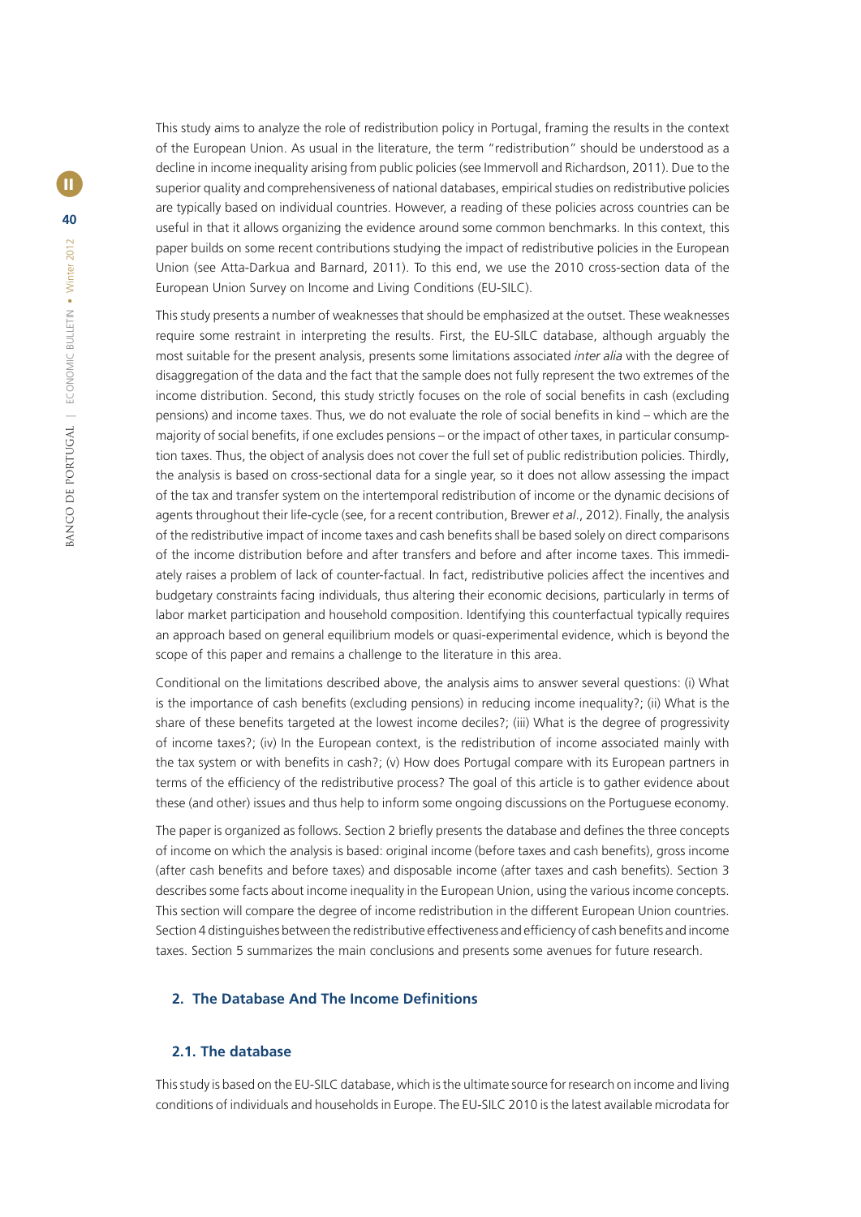This study aims to analyze the role of redistribution policy in Portugal, framing the results in the context of the European Union. As usual in the literature, the term "redistribution" should be understood as a decline in income inequality arising from public policies (see Immervoll and Richardson, 2011). Due to the superior quality and comprehensiveness of national databases, empirical studies on redistributive policies are typically based on individual countries. However, a reading of these policies across countries can be useful in that it allows organizing the evidence around some common benchmarks. In this context, this paper builds on some recent contributions studying the impact of redistributive policies in the European Union (see Atta-Darkua and Barnard, 2011). To this end, we use the 2010 cross-section data of the European Union Survey on Income and Living Conditions (EU-SILC).

This study presents a number of weaknesses that should be emphasized at the outset. These weaknesses require some restraint in interpreting the results. First, the EU-SILC database, although arguably the most suitable for the present analysis, presents some limitations associated *inter alia* with the degree of disaggregation of the data and the fact that the sample does not fully represent the two extremes of the income distribution. Second, this study strictly focuses on the role of social benefits in cash (excluding pensions) and income taxes. Thus, we do not evaluate the role of social benefits in kind – which are the majority of social benefits, if one excludes pensions – or the impact of other taxes, in particular consumption taxes. Thus, the object of analysis does not cover the full set of public redistribution policies. Thirdly, the analysis is based on cross-sectional data for a single year, so it does not allow assessing the impact of the tax and transfer system on the intertemporal redistribution of income or the dynamic decisions of agents throughout their life-cycle (see, for a recent contribution, Brewer *et al*., 2012). Finally, the analysis of the redistributive impact of income taxes and cash benefits shall be based solely on direct comparisons of the income distribution before and after transfers and before and after income taxes. This immediately raises a problem of lack of counter-factual. In fact, redistributive policies affect the incentives and budgetary constraints facing individuals, thus altering their economic decisions, particularly in terms of labor market participation and household composition. Identifying this counterfactual typically requires an approach based on general equilibrium models or quasi-experimental evidence, which is beyond the scope of this paper and remains a challenge to the literature in this area.

Conditional on the limitations described above, the analysis aims to answer several questions: (i) What is the importance of cash benefits (excluding pensions) in reducing income inequality?; (ii) What is the share of these benefits targeted at the lowest income deciles?; (iii) What is the degree of progressivity of income taxes?; (iv) In the European context, is the redistribution of income associated mainly with the tax system or with benefits in cash?; (v) How does Portugal compare with its European partners in terms of the efficiency of the redistributive process? The goal of this article is to gather evidence about these (and other) issues and thus help to inform some ongoing discussions on the Portuguese economy.

The paper is organized as follows. Section 2 briefly presents the database and defines the three concepts of income on which the analysis is based: original income (before taxes and cash benefits), gross income (after cash benefits and before taxes) and disposable income (after taxes and cash benefits). Section 3 describes some facts about income inequality in the European Union, using the various income concepts. This section will compare the degree of income redistribution in the different European Union countries. Section 4 distinguishes between the redistributive effectiveness and efficiency of cash benefits and income taxes. Section 5 summarizes the main conclusions and presents some avenues for future research.

## 2. The Database And The Income Definitions

### 2.1. The database

This study is based on the EU-SILC database, which is the ultimate source for research on income and living conditions of individuals and households in Europe. The EU-SILC 2010 is the latest available microdata for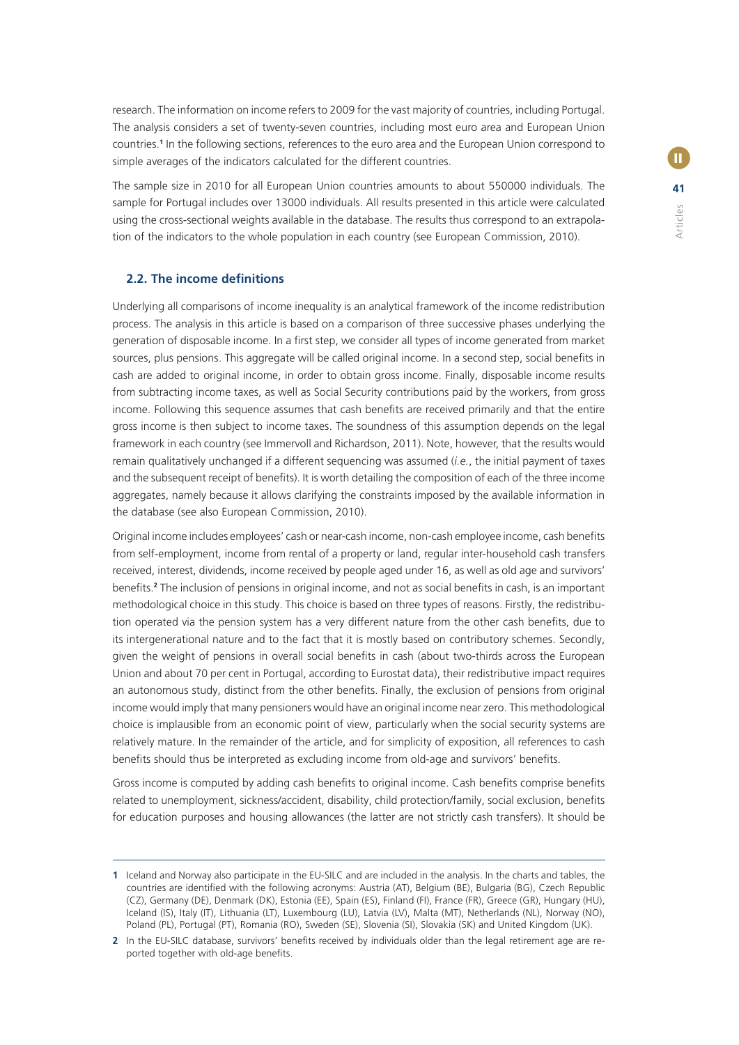research. The information on income refers to 2009 for the vast majority of countries, including Portugal. The analysis considers a set of twenty-seven countries, including most euro area and European Union countries.[1] In the following sections, references to the euro area and the European Union correspond to simple averages of the indicators calculated for the different countries.

The sample size in 2010 for all European Union countries amounts to about 550000 individuals. The sample for Portugal includes over 13000 individuals. All results presented in this article were calculated using the cross-sectional weights available in the database. The results thus correspond to an extrapolation of the indicators to the whole population in each country (see European Commission, 2010).

### 2.2. The income definitions

Underlying all comparisons of income inequality is an analytical framework of the income redistribution process. The analysis in this article is based on a comparison of three successive phases underlying the generation of disposable income. In a first step, we consider all types of income generated from market sources, plus pensions. This aggregate will be called original income. In a second step, social benefits in cash are added to original income, in order to obtain gross income. Finally, disposable income results from subtracting income taxes, as well as Social Security contributions paid by the workers, from gross income. Following this sequence assumes that cash benefits are received primarily and that the entire gross income is then subject to income taxes. The soundness of this assumption depends on the legal framework in each country (see Immervoll and Richardson, 2011). Note, however, that the results would remain qualitatively unchanged if a different sequencing was assumed (*i.e.*, the initial payment of taxes and the subsequent receipt of benefits). It is worth detailing the composition of each of the three income aggregates, namely because it allows clarifying the constraints imposed by the available information in the database (see also European Commission, 2010).

Original income includes employees' cash or near-cash income, non-cash employee income, cash benefits from self-employment, income from rental of a property or land, regular inter-household cash transfers received, interest, dividends, income received by people aged under 16, as well as old age and survivors' benefits.[2] The inclusion of pensions in original income, and not as social benefits in cash, is an important methodological choice in this study. This choice is based on three types of reasons. Firstly, the redistribution operated via the pension system has a very different nature from the other cash benefits, due to its intergenerational nature and to the fact that it is mostly based on contributory schemes. Secondly, given the weight of pensions in overall social benefits in cash (about two-thirds across the European Union and about 70 per cent in Portugal, according to Eurostat data), their redistributive impact requires an autonomous study, distinct from the other benefits. Finally, the exclusion of pensions from original income would imply that many pensioners would have an original income near zero. This methodological choice is implausible from an economic point of view, particularly when the social security systems are relatively mature. In the remainder of the article, and for simplicity of exposition, all references to cash benefits should thus be interpreted as excluding income from old-age and survivors' benefits.

Gross income is computed by adding cash benefits to original income. Cash benefits comprise benefits related to unemployment, sickness/accident, disability, child protection/family, social exclusion, benefits for education purposes and housing allowances (the latter are not strictly cash transfers). It should be

---

**1** Iceland and Norway also participate in the EU-SILC and are included in the analysis. In the charts and tables, the countries are identified with the following acronyms: Austria (AT), Belgium (BE), Bulgaria (BG), Czech Republic (CZ), Germany (DE), Denmark (DK), Estonia (EE), Spain (ES), Finland (FI), France (FR), Greece (GR), Hungary (HU), Iceland (IS), Italy (IT), Lithuania (LT), Luxembourg (LU), Latvia (LV), Malta (MT), Netherlands (NL), Norway (NO), Poland (PL), Portugal (PT), Romania (RO), Sweden (SE), Slovenia (SI), Slovakia (SK) and United Kingdom (UK).

**2** In the EU-SILC database, survivors' benefits received by individuals older than the legal retirement age are reported together with old-age benefits.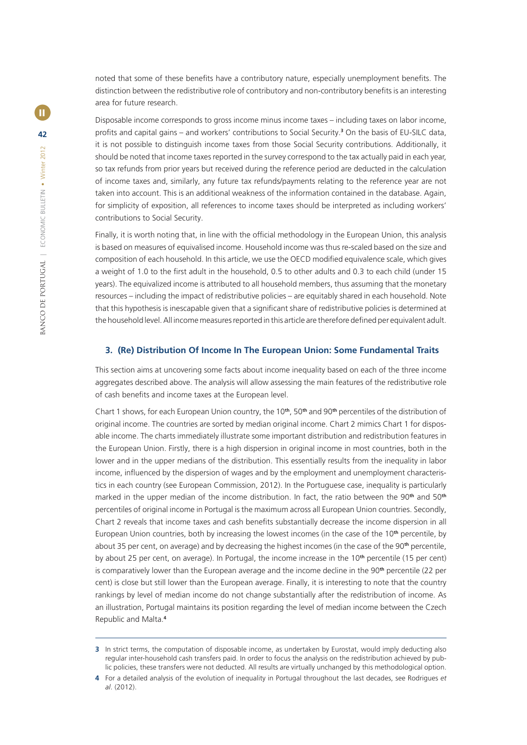noted that some of these benefits have a contributory nature, especially unemployment benefits. The distinction between the redistributive role of contributory and non-contributory benefits is an interesting area for future research.

Disposable income corresponds to gross income minus income taxes – including taxes on labor income, profits and capital gains – and workers' contributions to Social Security.[3] On the basis of EU-SILC data, it is not possible to distinguish income taxes from those Social Security contributions. Additionally, it should be noted that income taxes reported in the survey correspond to the tax actually paid in each year, so tax refunds from prior years but received during the reference period are deducted in the calculation of income taxes and, similarly, any future tax refunds/payments relating to the reference year are not taken into account. This is an additional weakness of the information contained in the database. Again, for simplicity of exposition, all references to income taxes should be interpreted as including workers' contributions to Social Security.

Finally, it is worth noting that, in line with the official methodology in the European Union, this analysis is based on measures of equivalised income. Household income was thus re-scaled based on the size and composition of each household. In this article, we use the OECD modified equivalence scale, which gives a weight of 1.0 to the first adult in the household, 0.5 to other adults and 0.3 to each child (under 15 years). The equivalized income is attributed to all household members, thus assuming that the monetary resources – including the impact of redistributive policies – are equitably shared in each household. Note that this hypothesis is inescapable given that a significant share of redistributive policies is determined at the household level. All income measures reported in this article are therefore defined per equivalent adult.

## 3. (Re) Distribution Of Income In The European Union: Some Fundamental Traits

This section aims at uncovering some facts about income inequality based on each of the three income aggregates described above. The analysis will allow assessing the main features of the redistributive role of cash benefits and income taxes at the European level.

Chart 1 shows, for each European Union country, the 10th, 50th and 90th percentiles of the distribution of original income. The countries are sorted by median original income. Chart 2 mimics Chart 1 for disposable income. The charts immediately illustrate some important distribution and redistribution features in the European Union. Firstly, there is a high dispersion in original income in most countries, both in the lower and in the upper medians of the distribution. This essentially results from the inequality in labor income, influenced by the dispersion of wages and by the employment and unemployment characteristics in each country (see European Commission, 2012). In the Portuguese case, inequality is particularly marked in the upper median of the income distribution. In fact, the ratio between the 90th and 50th percentiles of original income in Portugal is the maximum across all European Union countries. Secondly, Chart 2 reveals that income taxes and cash benefits substantially decrease the income dispersion in all European Union countries, both by increasing the lowest incomes (in the case of the 10th percentile, by about 35 per cent, on average) and by decreasing the highest incomes (in the case of the 90th percentile, by about 25 per cent, on average). In Portugal, the income increase in the 10th percentile (15 per cent) is comparatively lower than the European average and the income decline in the 90th percentile (22 per cent) is close but still lower than the European average. Finally, it is interesting to note that the country rankings by level of median income do not change substantially after the redistribution of income. As an illustration, Portugal maintains its position regarding the level of median income between the Czech Republic and Malta.[4]

---

**3** In strict terms, the computation of disposable income, as undertaken by Eurostat, would imply deducting also regular inter-household cash transfers paid. In order to focus the analysis on the redistribution achieved by public policies, these transfers were not deducted. All results are virtually unchanged by this methodological option.

**4** For a detailed analysis of the evolution of inequality in Portugal throughout the last decades, see Rodrigues *et al*. (2012).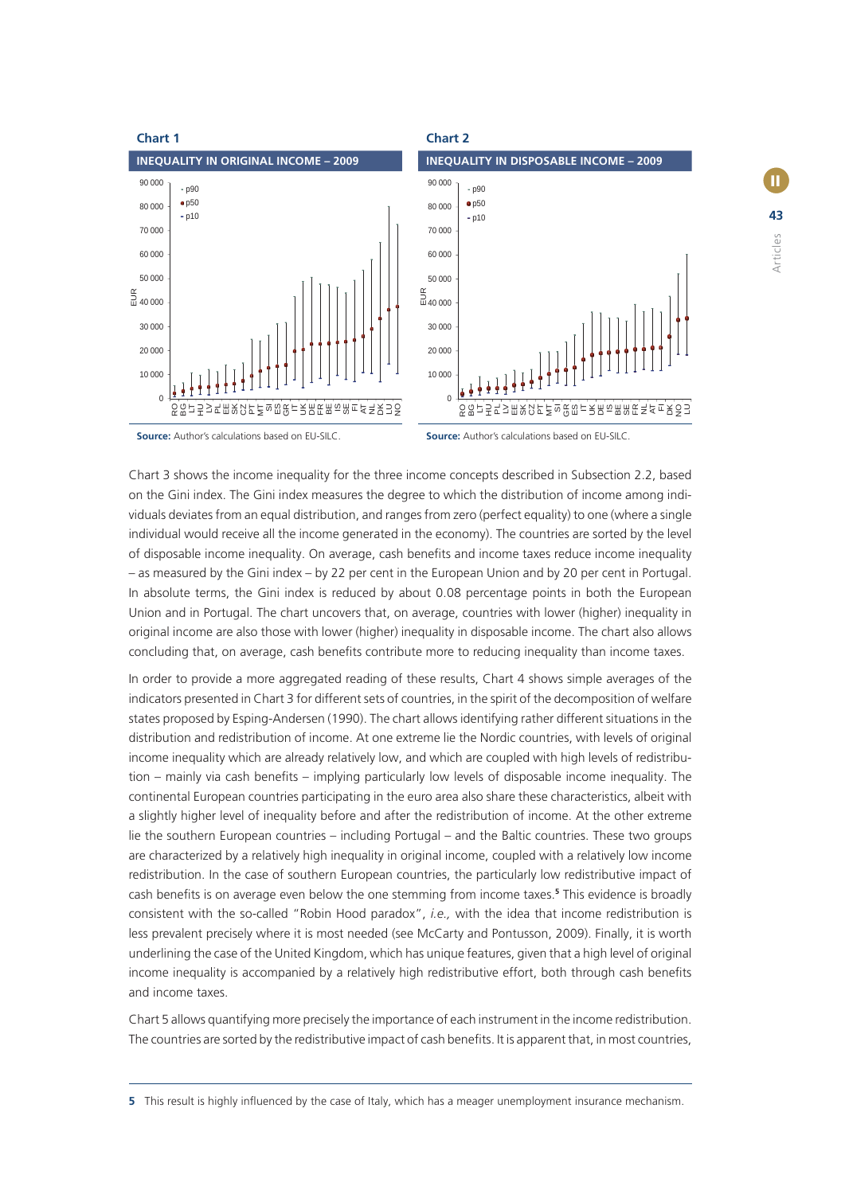**Chart 1**

**INEQUALITY IN ORIGINAL INCOME – 2009**

90 000
80 000
70 000
60 000
50 000
40 000
30 000
20 000
10 000
0

EUR

- p90
- p50
- p10

RO BG LT HU LV PL EE SK CZ PT MT SI ES GR IT UK DE FR BE IS SE FI AT NL DK LU NO

**Source:** Author's calculations based on EU-SILC.

**Chart 2**

**INEQUALITY IN DISPOSABLE INCOME – 2009**

90 000
80 000
70 000
60 000
50 000
40 000
30 000
20 000
10 000
0

EUR

- p90
- p50
- p10

RO BG LT HU PL LV EE SK CZ PT MT SI GR ES IT UK DE IS BE SE FR NL AT FI DK NO LU

**Source:** Author's calculations based on EU-SILC.

Chart 3 shows the income inequality for the three income concepts described in Subsection 2.2, based on the Gini index. The Gini index measures the degree to which the distribution of income among individuals deviates from an equal distribution, and ranges from zero (perfect equality) to one (where a single individual would receive all the income generated in the economy). The countries are sorted by the level of disposable income inequality. On average, cash benefits and income taxes reduce income inequality – as measured by the Gini index – by 22 per cent in the European Union and by 20 per cent in Portugal. In absolute terms, the Gini index is reduced by about 0.08 percentage points in both the European Union and in Portugal. The chart uncovers that, on average, countries with lower (higher) inequality in original income are also those with lower (higher) inequality in disposable income. The chart also allows concluding that, on average, cash benefits contribute more to reducing inequality than income taxes.

In order to provide a more aggregated reading of these results, Chart 4 shows simple averages of the indicators presented in Chart 3 for different sets of countries, in the spirit of the decomposition of welfare states proposed by Esping-Andersen (1990). The chart allows identifying rather different situations in the distribution and redistribution of income. At one extreme lie the Nordic countries, with levels of original income inequality which are already relatively low, and which are coupled with high levels of redistribution – mainly via cash benefits – implying particularly low levels of disposable income inequality. The continental European countries participating in the euro area also share these characteristics, albeit with a slightly higher level of inequality before and after the redistribution of income. At the other extreme lie the southern European countries – including Portugal – and the Baltic countries. These two groups are characterized by a relatively high inequality in original income, coupled with a relatively low income redistribution. In the case of southern European countries, the particularly low redistributive impact of cash benefits is on average even below the one stemming from income taxes.[5] This evidence is broadly consistent with the so-called "Robin Hood paradox", *i.e.,* with the idea that income redistribution is less prevalent precisely where it is most needed (see McCarty and Pontusson, 2009). Finally, it is worth underlining the case of the United Kingdom, which has unique features, given that a high level of original income inequality is accompanied by a relatively high redistributive effort, both through cash benefits and income taxes.

Chart 5 allows quantifying more precisely the importance of each instrument in the income redistribution. The countries are sorted by the redistributive impact of cash benefits. It is apparent that, in most countries,

**5** This result is highly influenced by the case of Italy, which has a meager unemployment insurance mechanism.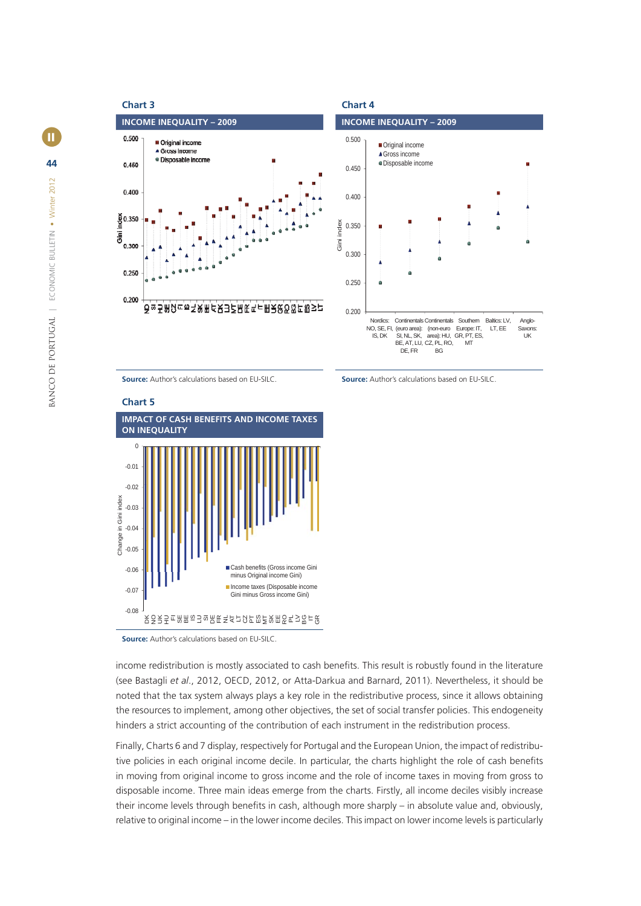Chart 3

**INCOME INEQUALITY – 2009**

0.500
0.450
0.400
0.350
0.300
0.250
0.200

Gini index

Original income
Gross income
Disposable income

NO SI HU SE CZ FI BE NL SK DE AT DK LU MT IE FR PL IT EE UK GR RO BG PT ES LV LT

**Source:** Author's calculations based on EU-SILC.

Chart 4

**INCOME INEQUALITY – 2009**

0.500
0.450
0.400
0.350
0.300
0.250
0.200

Gini index

Original income
Gross income
Disposable income

Nordics: NO, SE, FI, IS, DK
Continentals (euro area): SI, NL, SK, BE, AT, LU, DE, FR
Continentals (non-euro area): HU, CZ, PL, RO, BG
Southern Europe: IT, GR, PT, ES, MT
Baltics: LV, LT, EE
Anglo-Saxons: UK

**Source:** Author's calculations based on EU-SILC.

Chart 5

**IMPACT OF CASH BENEFITS AND INCOME TAXES ON INEQUALITY**

0
-0.01
-0.02
-0.03
-0.04
-0.05
-0.06
-0.07
-0.08

Change in Gini index

Cash benefits (Gross income Gini minus Original income Gini)
Income taxes (Disposable income Gini minus Gross income Gini)

DK NO UK HU FI SE BE IS LU SI DE FR NL AT LT CZ PT ES MT SK EE RO PL LV BG IT GR

**Source:** Author's calculations based on EU-SILC.

income redistribution is mostly associated to cash benefits. This result is robustly found in the literature (see Bastagli *et al.*, 2012, OECD, 2012, or Atta-Darkua and Barnard, 2011). Nevertheless, it should be noted that the tax system always plays a key role in the redistributive process, since it allows obtaining the resources to implement, among other objectives, the set of social transfer policies. This endogeneity hinders a strict accounting of the contribution of each instrument in the redistribution process.

Finally, Charts 6 and 7 display, respectively for Portugal and the European Union, the impact of redistributive policies in each original income decile. In particular, the charts highlight the role of cash benefits in moving from original income to gross income and the role of income taxes in moving from gross to disposable income. Three main ideas emerge from the charts. Firstly, all income deciles visibly increase their income levels through benefits in cash, although more sharply – in absolute value and, obviously, relative to original income – in the lower income deciles. This impact on lower income levels is particularly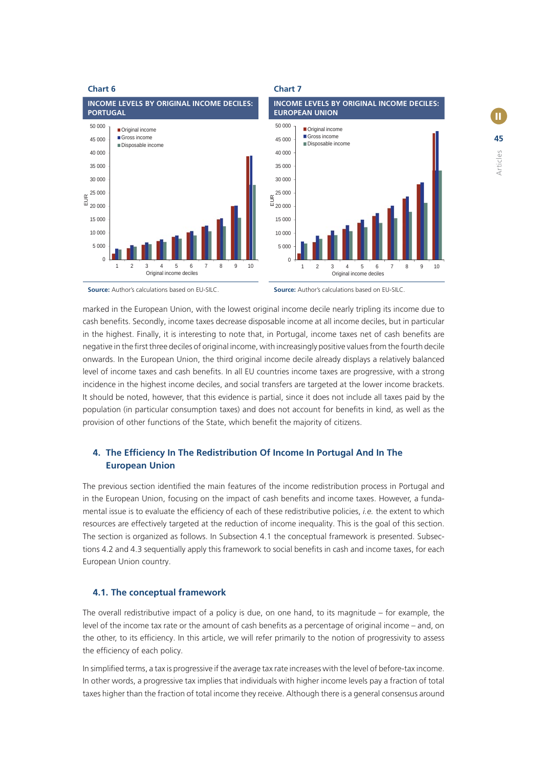**Chart 6**

**INCOME LEVELS BY ORIGINAL INCOME DECILES: PORTUGAL**

50 000
45 000
40 000
35 000
30 000
25 000
20 000
15 000
10 000
5 000
0

EUR

Original income
Gross income
Disposable income

1 2 3 4 5 6 7 8 9 10

Original income deciles

**Source:** Author's calculations based on EU-SILC.

**Chart 7**

**INCOME LEVELS BY ORIGINAL INCOME DECILES: EUROPEAN UNION**

50 000
45 000
40 000
35 000
30 000
25 000
20 000
15 000
10 000
5 000
0

EUR

Original income
Gross income
Disposable income

1 2 3 4 5 6 7 8 9 10

Original income deciles

**Source:** Author's calculations based on EU-SILC.

marked in the European Union, with the lowest original income decile nearly tripling its income due to cash benefits. Secondly, income taxes decrease disposable income at all income deciles, but in particular in the highest. Finally, it is interesting to note that, in Portugal, income taxes net of cash benefits are negative in the first three deciles of original income, with increasingly positive values from the fourth decile onwards. In the European Union, the third original income decile already displays a relatively balanced level of income taxes and cash benefits. In all EU countries income taxes are progressive, with a strong incidence in the highest income deciles, and social transfers are targeted at the lower income brackets. It should be noted, however, that this evidence is partial, since it does not include all taxes paid by the population (in particular consumption taxes) and does not account for benefits in kind, as well as the provision of other functions of the State, which benefit the majority of citizens.

## 4. The Efficiency In The Redistribution Of Income In Portugal And In The European Union

The previous section identified the main features of the income redistribution process in Portugal and in the European Union, focusing on the impact of cash benefits and income taxes. However, a fundamental issue is to evaluate the efficiency of each of these redistributive policies, *i.e.* the extent to which resources are effectively targeted at the reduction of income inequality. This is the goal of this section. The section is organized as follows. In Subsection 4.1 the conceptual framework is presented. Subsections 4.2 and 4.3 sequentially apply this framework to social benefits in cash and income taxes, for each European Union country.

### 4.1. The conceptual framework

The overall redistributive impact of a policy is due, on one hand, to its magnitude – for example, the level of the income tax rate or the amount of cash benefits as a percentage of original income – and, on the other, to its efficiency. In this article, we will refer primarily to the notion of progressivity to assess the efficiency of each policy.

In simplified terms, a tax is progressive if the average tax rate increases with the level of before-tax income. In other words, a progressive tax implies that individuals with higher income levels pay a fraction of total taxes higher than the fraction of total income they receive. Although there is a general consensus around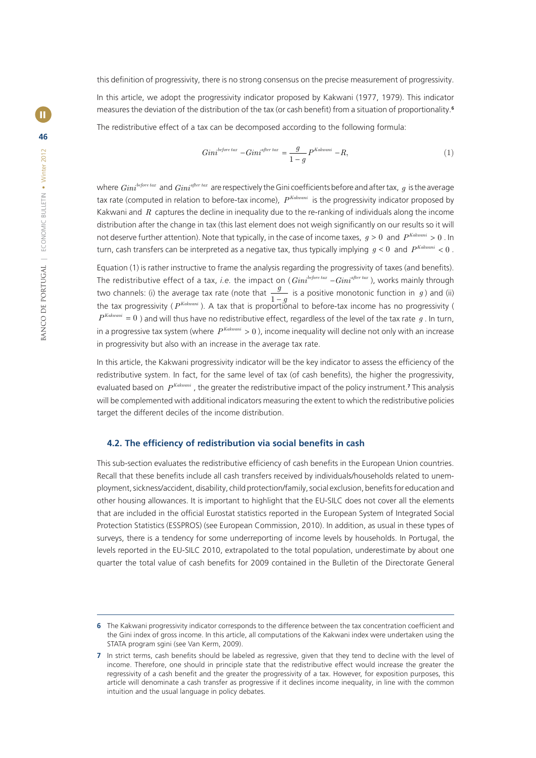this definition of progressivity, there is no strong consensus on the precise measurement of progressivity.

In this article, we adopt the progressivity indicator proposed by Kakwani (1977, 1979). This indicator measures the deviation of the distribution of the tax (or cash benefit) from a situation of proportionality.[6]

The redistributive effect of a tax can be decomposed according to the following formula:

$$Gini^{before\ tax} - Gini^{after\ tax} = \frac{g}{1-g} P^{Kakwani} - R, \tag{1}$$

where $Gini^{before\ tax}$ and $Gini^{after\ tax}$ are respectively the Gini coefficients before and after tax, $g$ is the average tax rate (computed in relation to before-tax income), $P^{Kakwani}$ is the progressivity indicator proposed by Kakwani and $R$ captures the decline in inequality due to the re-ranking of individuals along the income distribution after the change in tax (this last element does not weigh significantly on our results so it will not deserve further attention). Note that typically, in the case of income taxes, $g > 0$ and $P^{Kakwani} > 0$. In turn, cash transfers can be interpreted as a negative tax, thus typically implying $g < 0$ and $P^{Kakwani} < 0$.

Equation (1) is rather instructive to frame the analysis regarding the progressivity of taxes (and benefits). The redistributive effect of a tax, *i.e.* the impact on ($Gini^{before\ tax} - Gini^{after\ tax}$), works mainly through two channels: (i) the average tax rate (note that $\frac{g}{1-g}$ is a positive monotonic function in $g$) and (ii) the tax progressivity ($P^{Kakwani}$). A tax that is proportional to before-tax income has no progressivity ($P^{Kakwani} = 0$) and will thus have no redistributive effect, regardless of the level of the tax rate $g$. In turn, in a progressive tax system (where $P^{Kakwani} > 0$), income inequality will decline not only with an increase in progressivity but also with an increase in the average tax rate.

In this article, the Kakwani progressivity indicator will be the key indicator to assess the efficiency of the redistributive system. In fact, for the same level of tax (of cash benefits), the higher the progressivity, evaluated based on $P^{Kakwani}$, the greater the redistributive impact of the policy instrument.[7] This analysis will be complemented with additional indicators measuring the extent to which the redistributive policies target the different deciles of the income distribution.

### 4.2. The efficiency of redistribution via social benefits in cash

This sub-section evaluates the redistributive efficiency of cash benefits in the European Union countries. Recall that these benefits include all cash transfers received by individuals/households related to unemployment, sickness/accident, disability, child protection/family, social exclusion, benefits for education and other housing allowances. It is important to highlight that the EU-SILC does not cover all the elements that are included in the official Eurostat statistics reported in the European System of Integrated Social Protection Statistics (ESSPROS) (see European Commission, 2010). In addition, as usual in these types of surveys, there is a tendency for some underreporting of income levels by households. In Portugal, the levels reported in the EU-SILC 2010, extrapolated to the total population, underestimate by about one quarter the total value of cash benefits for 2009 contained in the Bulletin of the Directorate General

---

6 The Kakwani progressivity indicator corresponds to the difference between the tax concentration coefficient and the Gini index of gross income. In this article, all computations of the Kakwani index were undertaken using the STATA program sgini (see Van Kerm, 2009).

7 In strict terms, cash benefits should be labeled as regressive, given that they tend to decline with the level of income. Therefore, one should in principle state that the redistributive effect would increase the greater the regressivity of a cash benefit and the greater the progressivity of a tax. However, for exposition purposes, this article will denominate a cash transfer as progressive if it declines income inequality, in line with the common intuition and the usual language in policy debates.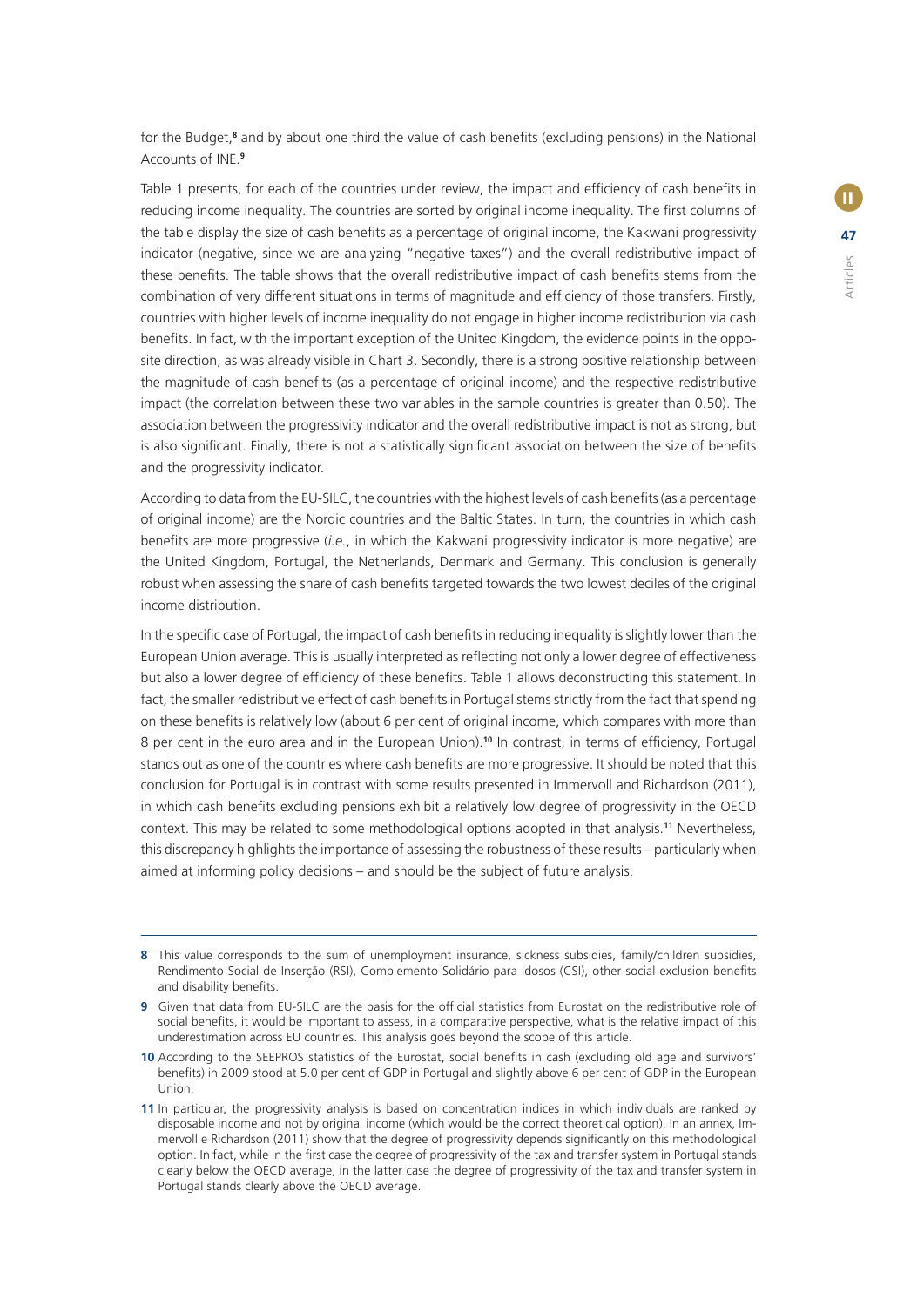for the Budget,[8] and by about one third the value of cash benefits (excluding pensions) in the National Accounts of INE.[9]

Table 1 presents, for each of the countries under review, the impact and efficiency of cash benefits in reducing income inequality. The countries are sorted by original income inequality. The first columns of the table display the size of cash benefits as a percentage of original income, the Kakwani progressivity indicator (negative, since we are analyzing "negative taxes") and the overall redistributive impact of these benefits. The table shows that the overall redistributive impact of cash benefits stems from the combination of very different situations in terms of magnitude and efficiency of those transfers. Firstly, countries with higher levels of income inequality do not engage in higher income redistribution via cash benefits. In fact, with the important exception of the United Kingdom, the evidence points in the opposite direction, as was already visible in Chart 3. Secondly, there is a strong positive relationship between the magnitude of cash benefits (as a percentage of original income) and the respective redistributive impact (the correlation between these two variables in the sample countries is greater than 0.50). The association between the progressivity indicator and the overall redistributive impact is not as strong, but is also significant. Finally, there is not a statistically significant association between the size of benefits and the progressivity indicator.

According to data from the EU-SILC, the countries with the highest levels of cash benefits (as a percentage of original income) are the Nordic countries and the Baltic States. In turn, the countries in which cash benefits are more progressive (*i.e.*, in which the Kakwani progressivity indicator is more negative) are the United Kingdom, Portugal, the Netherlands, Denmark and Germany. This conclusion is generally robust when assessing the share of cash benefits targeted towards the two lowest deciles of the original income distribution.

In the specific case of Portugal, the impact of cash benefits in reducing inequality is slightly lower than the European Union average. This is usually interpreted as reflecting not only a lower degree of effectiveness but also a lower degree of efficiency of these benefits. Table 1 allows deconstructing this statement. In fact, the smaller redistributive effect of cash benefits in Portugal stems strictly from the fact that spending on these benefits is relatively low (about 6 per cent of original income, which compares with more than 8 per cent in the euro area and in the European Union).[10] In contrast, in terms of efficiency, Portugal stands out as one of the countries where cash benefits are more progressive. It should be noted that this conclusion for Portugal is in contrast with some results presented in Immervoll and Richardson (2011), in which cash benefits excluding pensions exhibit a relatively low degree of progressivity in the OECD context. This may be related to some methodological options adopted in that analysis.[11] Nevertheless, this discrepancy highlights the importance of assessing the robustness of these results – particularly when aimed at informing policy decisions – and should be the subject of future analysis.

---

**8** This value corresponds to the sum of unemployment insurance, sickness subsidies, family/children subsidies, Rendimento Social de Inserção (RSI), Complemento Solidário para Idosos (CSI), other social exclusion benefits and disability benefits.

**9** Given that data from EU-SILC are the basis for the official statistics from Eurostat on the redistributive role of social benefits, it would be important to assess, in a comparative perspective, what is the relative impact of this underestimation across EU countries. This analysis goes beyond the scope of this article.

**10** According to the SEEPROS statistics of the Eurostat, social benefits in cash (excluding old age and survivors' benefits) in 2009 stood at 5.0 per cent of GDP in Portugal and slightly above 6 per cent of GDP in the European Union.

**11** In particular, the progressivity analysis is based on concentration indices in which individuals are ranked by disposable income and not by original income (which would be the correct theoretical option). In an annex, Immervoll e Richardson (2011) show that the degree of progressivity depends significantly on this methodological option. In fact, while in the first case the degree of progressivity of the tax and transfer system in Portugal stands clearly below the OECD average, in the latter case the degree of progressivity of the tax and transfer system in Portugal stands clearly above the OECD average.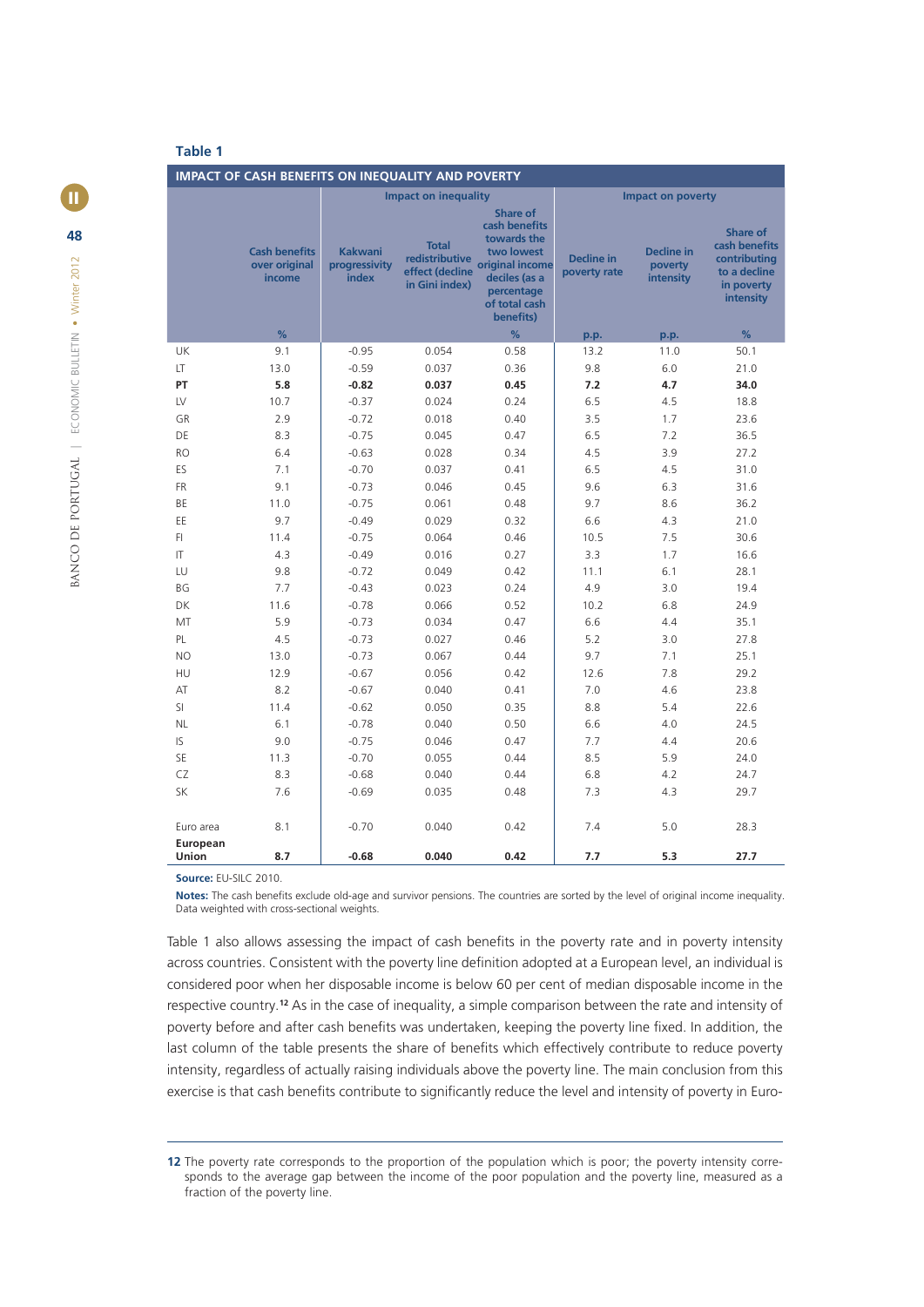**Table 1**

**IMPACT OF CASH BENEFITS ON INEQUALITY AND POVERTY**

| | Cash benefits over original income | Impact on inequality | | | Impact on poverty | | |
|---|---|---|---|---|---|---|---|
| | | Kakwani progressivity index | Total redistributive effect (decline in Gini index) | Share of cash benefits towards the two lowest original income deciles (as a percentage of total cash benefits) | Decline in poverty rate | Decline in poverty intensity | Share of cash benefits contributing to a decline in poverty intensity |
| | % | | | % | p.p. | p.p. | % |
| UK | 9.1 | -0.95 | 0.054 | 0.58 | 13.2 | 11.0 | 50.1 |
| LT | 13.0 | -0.59 | 0.037 | 0.36 | 9.8 | 6.0 | 21.0 |
| **PT** | **5.8** | **-0.82** | **0.037** | **0.45** | **7.2** | **4.7** | **34.0** |
| LV | 10.7 | -0.37 | 0.024 | 0.24 | 6.5 | 4.5 | 18.8 |
| GR | 2.9 | -0.72 | 0.018 | 0.40 | 3.5 | 1.7 | 23.6 |
| DE | 8.3 | -0.75 | 0.045 | 0.47 | 6.5 | 7.2 | 36.5 |
| RO | 6.4 | -0.63 | 0.028 | 0.34 | 4.5 | 3.9 | 27.2 |
| ES | 7.1 | -0.70 | 0.037 | 0.41 | 6.5 | 4.5 | 31.0 |
| FR | 9.1 | -0.73 | 0.046 | 0.45 | 9.6 | 6.3 | 31.6 |
| BE | 11.0 | -0.75 | 0.061 | 0.48 | 9.7 | 8.6 | 36.2 |
| EE | 9.7 | -0.49 | 0.029 | 0.32 | 6.6 | 4.3 | 21.0 |
| FI | 11.4 | -0.75 | 0.064 | 0.46 | 10.5 | 7.5 | 30.6 |
| IT | 4.3 | -0.49 | 0.016 | 0.27 | 3.3 | 1.7 | 16.6 |
| LU | 9.8 | -0.72 | 0.049 | 0.42 | 11.1 | 6.1 | 28.1 |
| BG | 7.7 | -0.43 | 0.023 | 0.24 | 4.9 | 3.0 | 19.4 |
| DK | 11.6 | -0.78 | 0.066 | 0.52 | 10.2 | 6.8 | 24.9 |
| MT | 5.9 | -0.73 | 0.034 | 0.47 | 6.6 | 4.4 | 35.1 |
| PL | 4.5 | -0.73 | 0.027 | 0.46 | 5.2 | 3.0 | 27.8 |
| NO | 13.0 | -0.73 | 0.067 | 0.44 | 9.7 | 7.1 | 25.1 |
| HU | 12.9 | -0.67 | 0.056 | 0.42 | 12.6 | 7.8 | 29.2 |
| AT | 8.2 | -0.67 | 0.040 | 0.41 | 7.0 | 4.6 | 23.8 |
| SI | 11.4 | -0.62 | 0.050 | 0.35 | 8.8 | 5.4 | 22.6 |
| NL | 6.1 | -0.78 | 0.040 | 0.50 | 6.6 | 4.0 | 24.5 |
| IS | 9.0 | -0.75 | 0.046 | 0.47 | 7.7 | 4.4 | 20.6 |
| SE | 11.3 | -0.70 | 0.055 | 0.44 | 8.5 | 5.9 | 24.0 |
| CZ | 8.3 | -0.68 | 0.040 | 0.44 | 6.8 | 4.2 | 24.7 |
| SK | 7.6 | -0.69 | 0.035 | 0.48 | 7.3 | 4.3 | 29.7 |
| Euro area | 8.1 | -0.70 | 0.040 | 0.42 | 7.4 | 5.0 | 28.3 |
| **European Union** | **8.7** | **-0.68** | **0.040** | **0.42** | **7.7** | **5.3** | **27.7** |

**Source:** EU-SILC 2010.

**Notes:** The cash benefits exclude old-age and survivor pensions. The countries are sorted by the level of original income inequality. Data weighted with cross-sectional weights.

Table 1 also allows assessing the impact of cash benefits in the poverty rate and in poverty intensity across countries. Consistent with the poverty line definition adopted at a European level, an individual is considered poor when her disposable income is below 60 per cent of median disposable income in the respective country.[12] As in the case of inequality, a simple comparison between the rate and intensity of poverty before and after cash benefits was undertaken, keeping the poverty line fixed. In addition, the last column of the table presents the share of benefits which effectively contribute to reduce poverty intensity, regardless of actually raising individuals above the poverty line. The main conclusion from this exercise is that cash benefits contribute to significantly reduce the level and intensity of poverty in Euro-

12 The poverty rate corresponds to the proportion of the population which is poor; the poverty intensity corresponds to the average gap between the income of the poor population and the poverty line, measured as a fraction of the poverty line.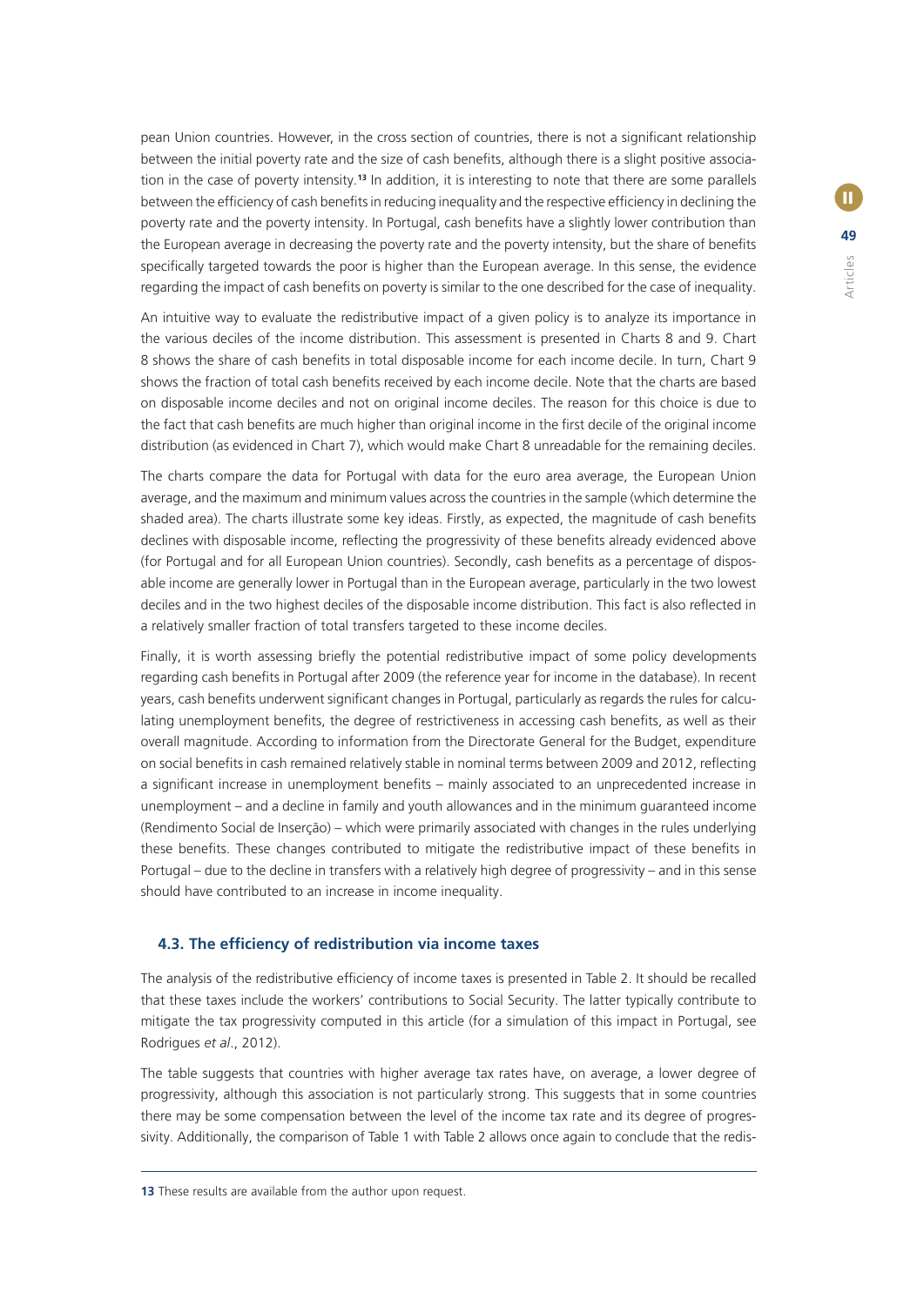pean Union countries. However, in the cross section of countries, there is not a significant relationship between the initial poverty rate and the size of cash benefits, although there is a slight positive association in the case of poverty intensity.[13] In addition, it is interesting to note that there are some parallels between the efficiency of cash benefits in reducing inequality and the respective efficiency in declining the poverty rate and the poverty intensity. In Portugal, cash benefits have a slightly lower contribution than the European average in decreasing the poverty rate and the poverty intensity, but the share of benefits specifically targeted towards the poor is higher than the European average. In this sense, the evidence regarding the impact of cash benefits on poverty is similar to the one described for the case of inequality.

An intuitive way to evaluate the redistributive impact of a given policy is to analyze its importance in the various deciles of the income distribution. This assessment is presented in Charts 8 and 9. Chart 8 shows the share of cash benefits in total disposable income for each income decile. In turn, Chart 9 shows the fraction of total cash benefits received by each income decile. Note that the charts are based on disposable income deciles and not on original income deciles. The reason for this choice is due to the fact that cash benefits are much higher than original income in the first decile of the original income distribution (as evidenced in Chart 7), which would make Chart 8 unreadable for the remaining deciles.

The charts compare the data for Portugal with data for the euro area average, the European Union average, and the maximum and minimum values across the countries in the sample (which determine the shaded area). The charts illustrate some key ideas. Firstly, as expected, the magnitude of cash benefits declines with disposable income, reflecting the progressivity of these benefits already evidenced above (for Portugal and for all European Union countries). Secondly, cash benefits as a percentage of disposable income are generally lower in Portugal than in the European average, particularly in the two lowest deciles and in the two highest deciles of the disposable income distribution. This fact is also reflected in a relatively smaller fraction of total transfers targeted to these income deciles.

Finally, it is worth assessing briefly the potential redistributive impact of some policy developments regarding cash benefits in Portugal after 2009 (the reference year for income in the database). In recent years, cash benefits underwent significant changes in Portugal, particularly as regards the rules for calculating unemployment benefits, the degree of restrictiveness in accessing cash benefits, as well as their overall magnitude. According to information from the Directorate General for the Budget, expenditure on social benefits in cash remained relatively stable in nominal terms between 2009 and 2012, reflecting a significant increase in unemployment benefits – mainly associated to an unprecedented increase in unemployment – and a decline in family and youth allowances and in the minimum guaranteed income (Rendimento Social de Inserção) – which were primarily associated with changes in the rules underlying these benefits. These changes contributed to mitigate the redistributive impact of these benefits in Portugal – due to the decline in transfers with a relatively high degree of progressivity – and in this sense should have contributed to an increase in income inequality.

### 4.3. The efficiency of redistribution via income taxes

The analysis of the redistributive efficiency of income taxes is presented in Table 2. It should be recalled that these taxes include the workers' contributions to Social Security. The latter typically contribute to mitigate the tax progressivity computed in this article (for a simulation of this impact in Portugal, see Rodrigues *et al*., 2012).

The table suggests that countries with higher average tax rates have, on average, a lower degree of progressivity, although this association is not particularly strong. This suggests that in some countries there may be some compensation between the level of the income tax rate and its degree of progressivity. Additionally, the comparison of Table 1 with Table 2 allows once again to conclude that the redis-

---

[13] These results are available from the author upon request.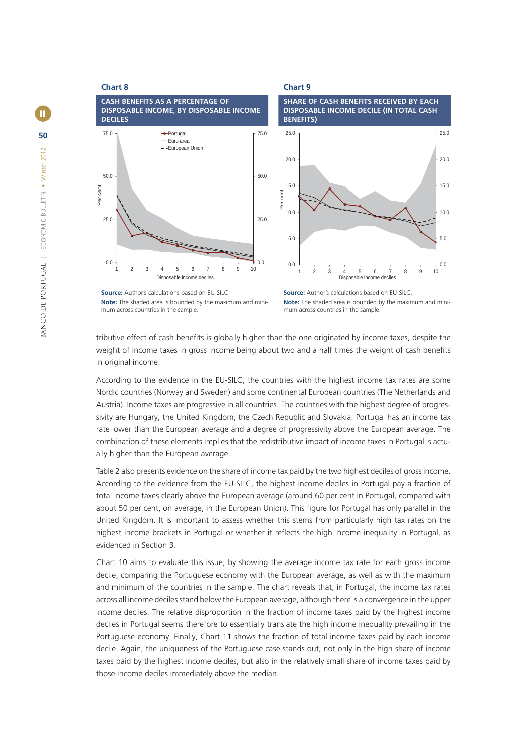**Chart 8**

**CASH BENEFITS AS A PERCENTAGE OF DISPOSABLE INCOME, BY DISPOSABLE INCOME DECILES**

75.0
50.0
25.0
0.0
Per cent
Portugal
Euro area
European Union
1 2 3 4 5 6 7 8 9 10
Disposable income deciles

**Source:** Author's calculations based on EU-SILC.
**Note:** The shaded area is bounded by the maximum and minimum across countries in the sample.

**Chart 9**

**SHARE OF CASH BENEFITS RECEIVED BY EACH DISPOSABLE INCOME DECILE (IN TOTAL CASH BENEFITS)**

25.0
20.0
15.0
10.0
5.0
0.0
Per cent
1 2 3 4 5 6 7 8 9 10
Disposable income deciles

**Source:** Author's calculations based on EU-SILC.
**Note:** The shaded area is bounded by the maximum and minimum across countries in the sample.

tributive effect of cash benefits is globally higher than the one originated by income taxes, despite the weight of income taxes in gross income being about two and a half times the weight of cash benefits in original income.

According to the evidence in the EU-SILC, the countries with the highest income tax rates are some Nordic countries (Norway and Sweden) and some continental European countries (The Netherlands and Austria). Income taxes are progressive in all countries. The countries with the highest degree of progressivity are Hungary, the United Kingdom, the Czech Republic and Slovakia. Portugal has an income tax rate lower than the European average and a degree of progressivity above the European average. The combination of these elements implies that the redistributive impact of income taxes in Portugal is actually higher than the European average.

Table 2 also presents evidence on the share of income tax paid by the two highest deciles of gross income. According to the evidence from the EU-SILC, the highest income deciles in Portugal pay a fraction of total income taxes clearly above the European average (around 60 per cent in Portugal, compared with about 50 per cent, on average, in the European Union). This figure for Portugal has only parallel in the United Kingdom. It is important to assess whether this stems from particularly high tax rates on the highest income brackets in Portugal or whether it reflects the high income inequality in Portugal, as evidenced in Section 3.

Chart 10 aims to evaluate this issue, by showing the average income tax rate for each gross income decile, comparing the Portuguese economy with the European average, as well as with the maximum and minimum of the countries in the sample. The chart reveals that, in Portugal, the income tax rates across all income deciles stand below the European average, although there is a convergence in the upper income deciles. The relative disproportion in the fraction of income taxes paid by the highest income deciles in Portugal seems therefore to essentially translate the high income inequality prevailing in the Portuguese economy. Finally, Chart 11 shows the fraction of total income taxes paid by each income decile. Again, the uniqueness of the Portuguese case stands out, not only in the high share of income taxes paid by the highest income deciles, but also in the relatively small share of income taxes paid by those income deciles immediately above the median.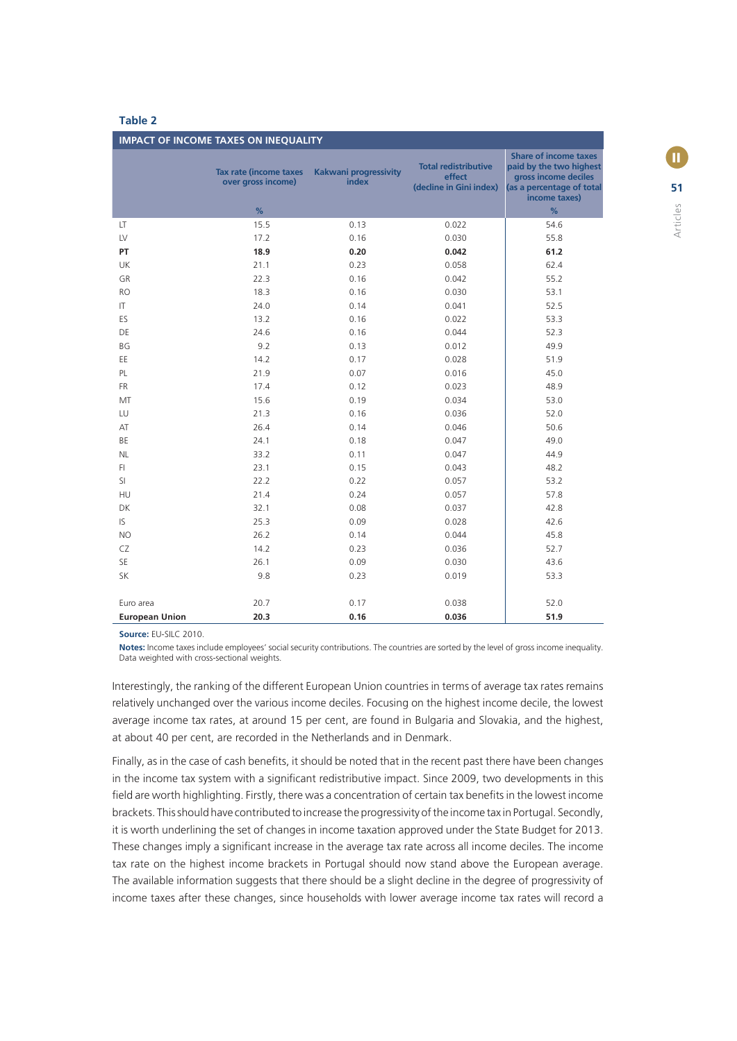**Table 2**

**IMPACT OF INCOME TAXES ON INEQUALITY**

| | Tax rate (income taxes over gross income) | Kakwani progressivity index | Total redistributive effect (decline in Gini index) | Share of income taxes paid by the two highest gross income deciles (as a percentage of total income taxes) |
|---|---|---|---|---|
| | % | | | % |
| LT | 15.5 | 0.13 | 0.022 | 54.6 |
| LV | 17.2 | 0.16 | 0.030 | 55.8 |
| **PT** | **18.9** | **0.20** | **0.042** | **61.2** |
| UK | 21.1 | 0.23 | 0.058 | 62.4 |
| GR | 22.3 | 0.16 | 0.042 | 55.2 |
| RO | 18.3 | 0.16 | 0.030 | 53.1 |
| IT | 24.0 | 0.14 | 0.041 | 52.5 |
| ES | 13.2 | 0.16 | 0.022 | 53.3 |
| DE | 24.6 | 0.16 | 0.044 | 52.3 |
| BG | 9.2 | 0.13 | 0.012 | 49.9 |
| EE | 14.2 | 0.17 | 0.028 | 51.9 |
| PL | 21.9 | 0.07 | 0.016 | 45.0 |
| FR | 17.4 | 0.12 | 0.023 | 48.9 |
| MT | 15.6 | 0.19 | 0.034 | 53.0 |
| LU | 21.3 | 0.16 | 0.036 | 52.0 |
| AT | 26.4 | 0.14 | 0.046 | 50.6 |
| BE | 24.1 | 0.18 | 0.047 | 49.0 |
| NL | 33.2 | 0.11 | 0.047 | 44.9 |
| FI | 23.1 | 0.15 | 0.043 | 48.2 |
| SI | 22.2 | 0.22 | 0.057 | 53.2 |
| HU | 21.4 | 0.24 | 0.057 | 57.8 |
| DK | 32.1 | 0.08 | 0.037 | 42.8 |
| IS | 25.3 | 0.09 | 0.028 | 42.6 |
| NO | 26.2 | 0.14 | 0.044 | 45.8 |
| CZ | 14.2 | 0.23 | 0.036 | 52.7 |
| SE | 26.1 | 0.09 | 0.030 | 43.6 |
| SK | 9.8 | 0.23 | 0.019 | 53.3 |
| Euro area | 20.7 | 0.17 | 0.038 | 52.0 |
| **European Union** | **20.3** | **0.16** | **0.036** | **51.9** |

**Source:** EU-SILC 2010.

**Notes:** Income taxes include employees' social security contributions. The countries are sorted by the level of gross income inequality. Data weighted with cross-sectional weights.

Interestingly, the ranking of the different European Union countries in terms of average tax rates remains relatively unchanged over the various income deciles. Focusing on the highest income decile, the lowest average income tax rates, at around 15 per cent, are found in Bulgaria and Slovakia, and the highest, at about 40 per cent, are recorded in the Netherlands and in Denmark.

Finally, as in the case of cash benefits, it should be noted that in the recent past there have been changes in the income tax system with a significant redistributive impact. Since 2009, two developments in this field are worth highlighting. Firstly, there was a concentration of certain tax benefits in the lowest income brackets. This should have contributed to increase the progressivity of the income tax in Portugal. Secondly, it is worth underlining the set of changes in income taxation approved under the State Budget for 2013. These changes imply a significant increase in the average tax rate across all income deciles. The income tax rate on the highest income brackets in Portugal should now stand above the European average. The available information suggests that there should be a slight decline in the degree of progressivity of income taxes after these changes, since households with lower average income tax rates will record a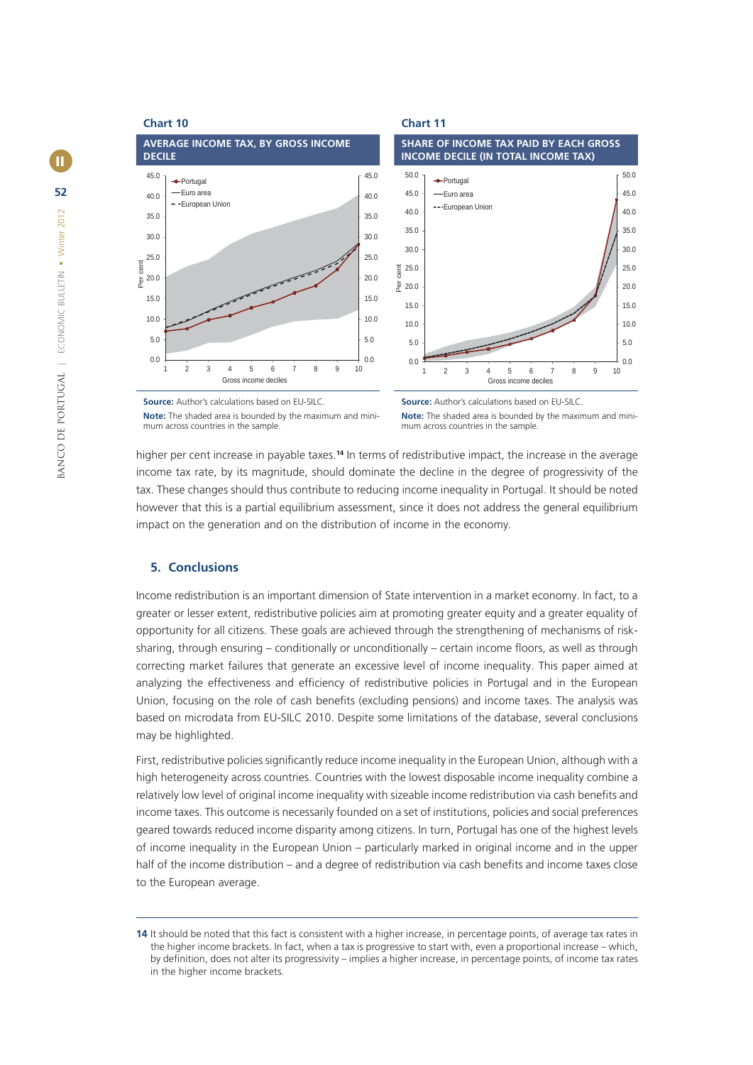**Chart 10**

**AVERAGE INCOME TAX, BY GROSS INCOME DECILE**

Portugal
Euro area
European Union

Per cent

45.0
40.0
35.0
30.0
25.0
20.0
15.0
10.0
5.0
0.0

1 2 3 4 5 6 7 8 9 10

Gross income deciles

**Source:** Author's calculations based on EU-SILC.

**Note:** The shaded area is bounded by the maximum and minimum across countries in the sample.

**Chart 11**

**SHARE OF INCOME TAX PAID BY EACH GROSS INCOME DECILE (IN TOTAL INCOME TAX)**

Portugal
Euro area
European Union

Per cent

50.0
45.0
40.0
35.0
30.0
25.0
20.0
15.0
10.0
5.0
0.0

1 2 3 4 5 6 7 8 9 10

Gross income deciles

**Source:** Author's calculations based on EU-SILC.

**Note:** The shaded area is bounded by the maximum and minimum across countries in the sample.

higher per cent increase in payable taxes.[14] In terms of redistributive impact, the increase in the average income tax rate, by its magnitude, should dominate the decline in the degree of progressivity of the tax. These changes should thus contribute to reducing income inequality in Portugal. It should be noted however that this is a partial equilibrium assessment, since it does not address the general equilibrium impact on the generation and on the distribution of income in the economy.

## 5. Conclusions

Income redistribution is an important dimension of State intervention in a market economy. In fact, to a greater or lesser extent, redistributive policies aim at promoting greater equity and a greater equality of opportunity for all citizens. These goals are achieved through the strengthening of mechanisms of risk-sharing, through ensuring – conditionally or unconditionally – certain income floors, as well as through correcting market failures that generate an excessive level of income inequality. This paper aimed at analyzing the effectiveness and efficiency of redistributive policies in Portugal and in the European Union, focusing on the role of cash benefits (excluding pensions) and income taxes. The analysis was based on microdata from EU-SILC 2010. Despite some limitations of the database, several conclusions may be highlighted.

First, redistributive policies significantly reduce income inequality in the European Union, although with a high heterogeneity across countries. Countries with the lowest disposable income inequality combine a relatively low level of original income inequality with sizeable income redistribution via cash benefits and income taxes. This outcome is necessarily founded on a set of institutions, policies and social preferences geared towards reduced income disparity among citizens. In turn, Portugal has one of the highest levels of income inequality in the European Union – particularly marked in original income and in the upper half of the income distribution – and a degree of redistribution via cash benefits and income taxes close to the European average.

---

**14** It should be noted that this fact is consistent with a higher increase, in percentage points, of average tax rates in the higher income brackets. In fact, when a tax is progressive to start with, even a proportional increase – which, by definition, does not alter its progressivity – implies a higher increase, in percentage points, of income tax rates in the higher income brackets.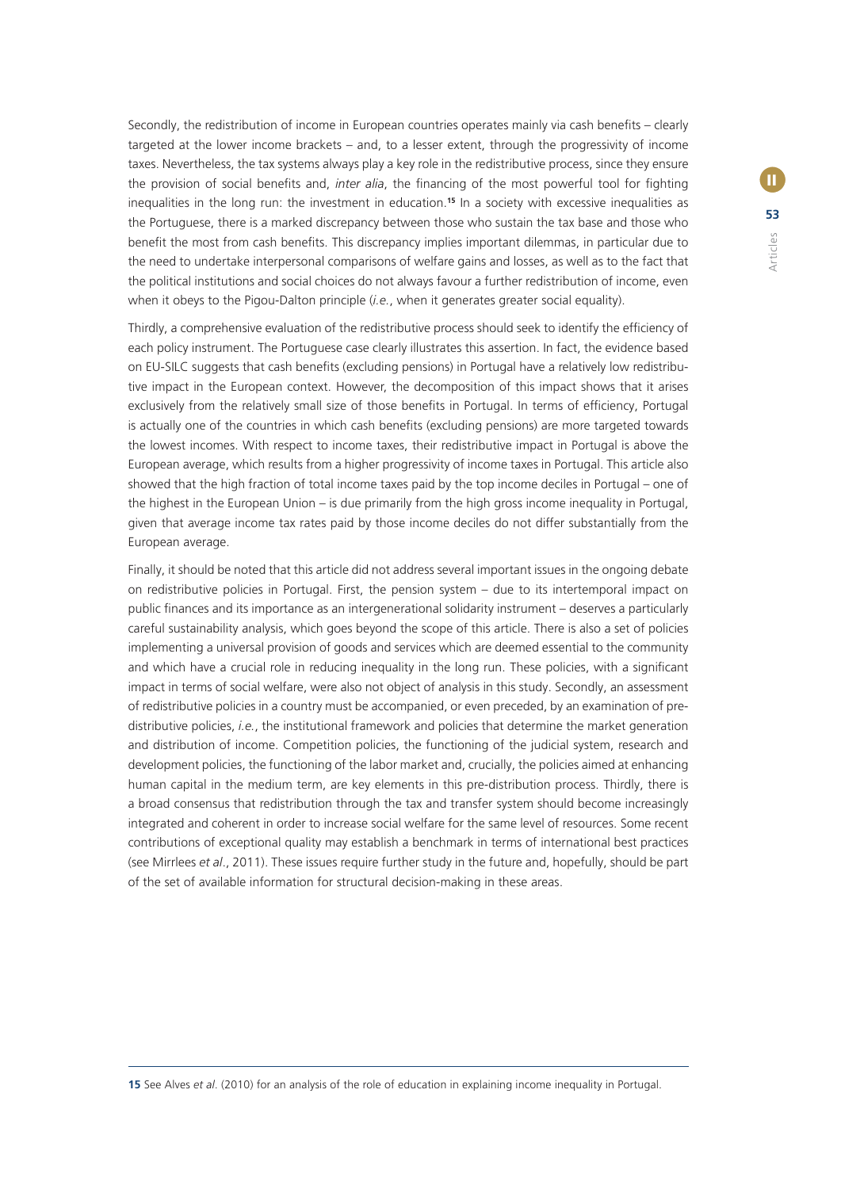Secondly, the redistribution of income in European countries operates mainly via cash benefits – clearly targeted at the lower income brackets – and, to a lesser extent, through the progressivity of income taxes. Nevertheless, the tax systems always play a key role in the redistributive process, since they ensure the provision of social benefits and, *inter alia*, the financing of the most powerful tool for fighting inequalities in the long run: the investment in education.[15] In a society with excessive inequalities as the Portuguese, there is a marked discrepancy between those who sustain the tax base and those who benefit the most from cash benefits. This discrepancy implies important dilemmas, in particular due to the need to undertake interpersonal comparisons of welfare gains and losses, as well as to the fact that the political institutions and social choices do not always favour a further redistribution of income, even when it obeys to the Pigou-Dalton principle (*i.e.*, when it generates greater social equality).

Thirdly, a comprehensive evaluation of the redistributive process should seek to identify the efficiency of each policy instrument. The Portuguese case clearly illustrates this assertion. In fact, the evidence based on EU-SILC suggests that cash benefits (excluding pensions) in Portugal have a relatively low redistributive impact in the European context. However, the decomposition of this impact shows that it arises exclusively from the relatively small size of those benefits in Portugal. In terms of efficiency, Portugal is actually one of the countries in which cash benefits (excluding pensions) are more targeted towards the lowest incomes. With respect to income taxes, their redistributive impact in Portugal is above the European average, which results from a higher progressivity of income taxes in Portugal. This article also showed that the high fraction of total income taxes paid by the top income deciles in Portugal – one of the highest in the European Union – is due primarily from the high gross income inequality in Portugal, given that average income tax rates paid by those income deciles do not differ substantially from the European average.

Finally, it should be noted that this article did not address several important issues in the ongoing debate on redistributive policies in Portugal. First, the pension system – due to its intertemporal impact on public finances and its importance as an intergenerational solidarity instrument – deserves a particularly careful sustainability analysis, which goes beyond the scope of this article. There is also a set of policies implementing a universal provision of goods and services which are deemed essential to the community and which have a crucial role in reducing inequality in the long run. These policies, with a significant impact in terms of social welfare, were also not object of analysis in this study. Secondly, an assessment of redistributive policies in a country must be accompanied, or even preceded, by an examination of pre-distributive policies, *i.e.*, the institutional framework and policies that determine the market generation and distribution of income. Competition policies, the functioning of the judicial system, research and development policies, the functioning of the labor market and, crucially, the policies aimed at enhancing human capital in the medium term, are key elements in this pre-distribution process. Thirdly, there is a broad consensus that redistribution through the tax and transfer system should become increasingly integrated and coherent in order to increase social welfare for the same level of resources. Some recent contributions of exceptional quality may establish a benchmark in terms of international best practices (see Mirrlees *et al*., 2011). These issues require further study in the future and, hopefully, should be part of the set of available information for structural decision-making in these areas.

---

**15** See Alves *et al.* (2010) for an analysis of the role of education in explaining income inequality in Portugal.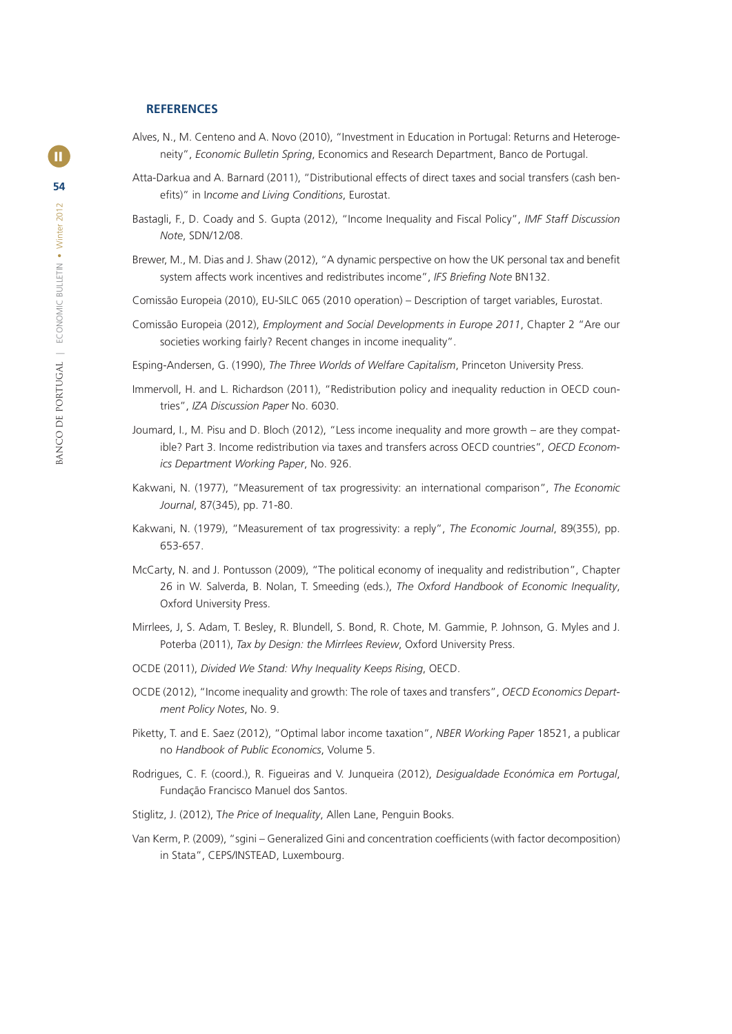## REFERENCES

Alves, N., M. Centeno and A. Novo (2010), "Investment in Education in Portugal: Returns and Heterogeneity", *Economic Bulletin Spring*, Economics and Research Department, Banco de Portugal.

Atta-Darkua and A. Barnard (2011), "Distributional effects of direct taxes and social transfers (cash benefits)" in *Income and Living Conditions*, Eurostat.

Bastagli, F., D. Coady and S. Gupta (2012), "Income Inequality and Fiscal Policy", *IMF Staff Discussion Note*, SDN/12/08.

Brewer, M., M. Dias and J. Shaw (2012), "A dynamic perspective on how the UK personal tax and benefit system affects work incentives and redistributes income", *IFS Briefing Note* BN132.

Comissão Europeia (2010), EU-SILC 065 (2010 operation) – Description of target variables, Eurostat.

Comissão Europeia (2012), *Employment and Social Developments in Europe 2011*, Chapter 2 "Are our societies working fairly? Recent changes in income inequality".

Esping-Andersen, G. (1990), *The Three Worlds of Welfare Capitalism*, Princeton University Press.

Immervoll, H. and L. Richardson (2011), "Redistribution policy and inequality reduction in OECD countries", *IZA Discussion Paper* No. 6030.

Joumard, I., M. Pisu and D. Bloch (2012), "Less income inequality and more growth – are they compatible? Part 3. Income redistribution via taxes and transfers across OECD countries", *OECD Economics Department Working Paper*, No. 926.

Kakwani, N. (1977), "Measurement of tax progressivity: an international comparison", *The Economic Journal*, 87(345), pp. 71-80.

Kakwani, N. (1979), "Measurement of tax progressivity: a reply", *The Economic Journal*, 89(355), pp. 653-657.

McCarty, N. and J. Pontusson (2009), "The political economy of inequality and redistribution", Chapter 26 in W. Salverda, B. Nolan, T. Smeeding (eds.), *The Oxford Handbook of Economic Inequality*, Oxford University Press.

Mirrlees, J, S. Adam, T. Besley, R. Blundell, S. Bond, R. Chote, M. Gammie, P. Johnson, G. Myles and J. Poterba (2011), *Tax by Design: the Mirrlees Review*, Oxford University Press.

OCDE (2011), *Divided We Stand: Why Inequality Keeps Rising*, OECD.

OCDE (2012), "Income inequality and growth: The role of taxes and transfers", *OECD Economics Department Policy Notes*, No. 9.

Piketty, T. and E. Saez (2012), "Optimal labor income taxation", *NBER Working Paper* 18521, a publicar no *Handbook of Public Economics*, Volume 5.

Rodrigues, C. F. (coord.), R. Figueiras and V. Junqueira (2012), *Desigualdade Económica em Portugal*, Fundação Francisco Manuel dos Santos.

Stiglitz, J. (2012), *The Price of Inequality*, Allen Lane, Penguin Books.

Van Kerm, P. (2009), "sgini – Generalized Gini and concentration coefficients (with factor decomposition) in Stata", CEPS/INSTEAD, Luxembourg.